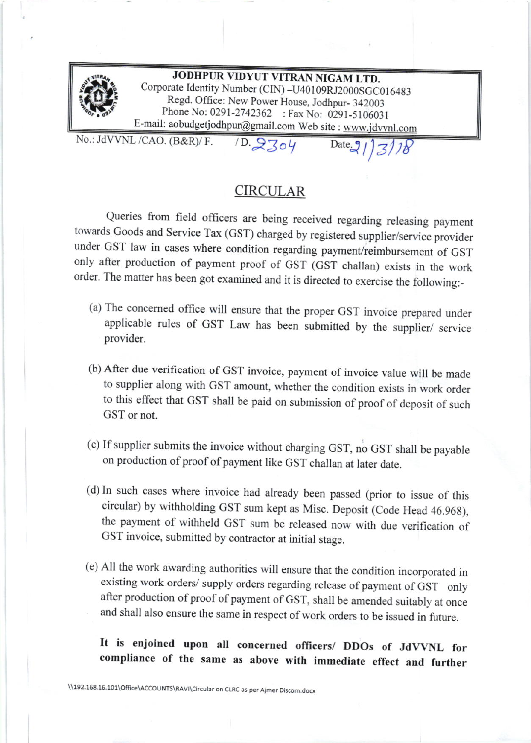**JODHPUR VIDYUT VITRAN NIGAM LTD.**
Corporate Identity Number (CIN) –U40109RJ2000SGC016483
Regd. Office: New Power House, Jodhpur- 342003
Phone No: 0291-2742362 : Fax No: 0291-5106031
E-mail: aobudgetjodhpur@gmail.com Web site : www.jdvvnl.com

No.: JdVVNL /CAO. (B&R)/ F. /D. 2304 Date 21/3/18

## CIRCULAR

Queries from field officers are being received regarding releasing payment towards Goods and Service Tax (GST) charged by registered supplier/service provider under GST law in cases where condition regarding payment/reimbursement of GST only after production of payment proof of GST (GST challan) exists in the work order. The matter has been got examined and it is directed to exercise the following:-

(a) The concerned office will ensure that the proper GST invoice prepared under applicable rules of GST Law has been submitted by the supplier/ service provider.

(b) After due verification of GST invoice, payment of invoice value will be made to supplier along with GST amount, whether the condition exists in work order to this effect that GST shall be paid on submission of proof of deposit of such GST or not.

(c) If supplier submits the invoice without charging GST, no GST shall be payable on production of proof of payment like GST challan at later date.

(d) In such cases where invoice had already been passed (prior to issue of this circular) by withholding GST sum kept as Misc. Deposit (Code Head 46.968), the payment of withheld GST sum be released now with due verification of GST invoice, submitted by contractor at initial stage.

(e) All the work awarding authorities will ensure that the condition incorporated in existing work orders/ supply orders regarding release of payment of GST only after production of proof of payment of GST, shall be amended suitably at once and shall also ensure the same in respect of work orders to be issued in future.

**It is enjoined upon all concerned officers/ DDOs of JdVVNL for compliance of the same as above with immediate effect and further**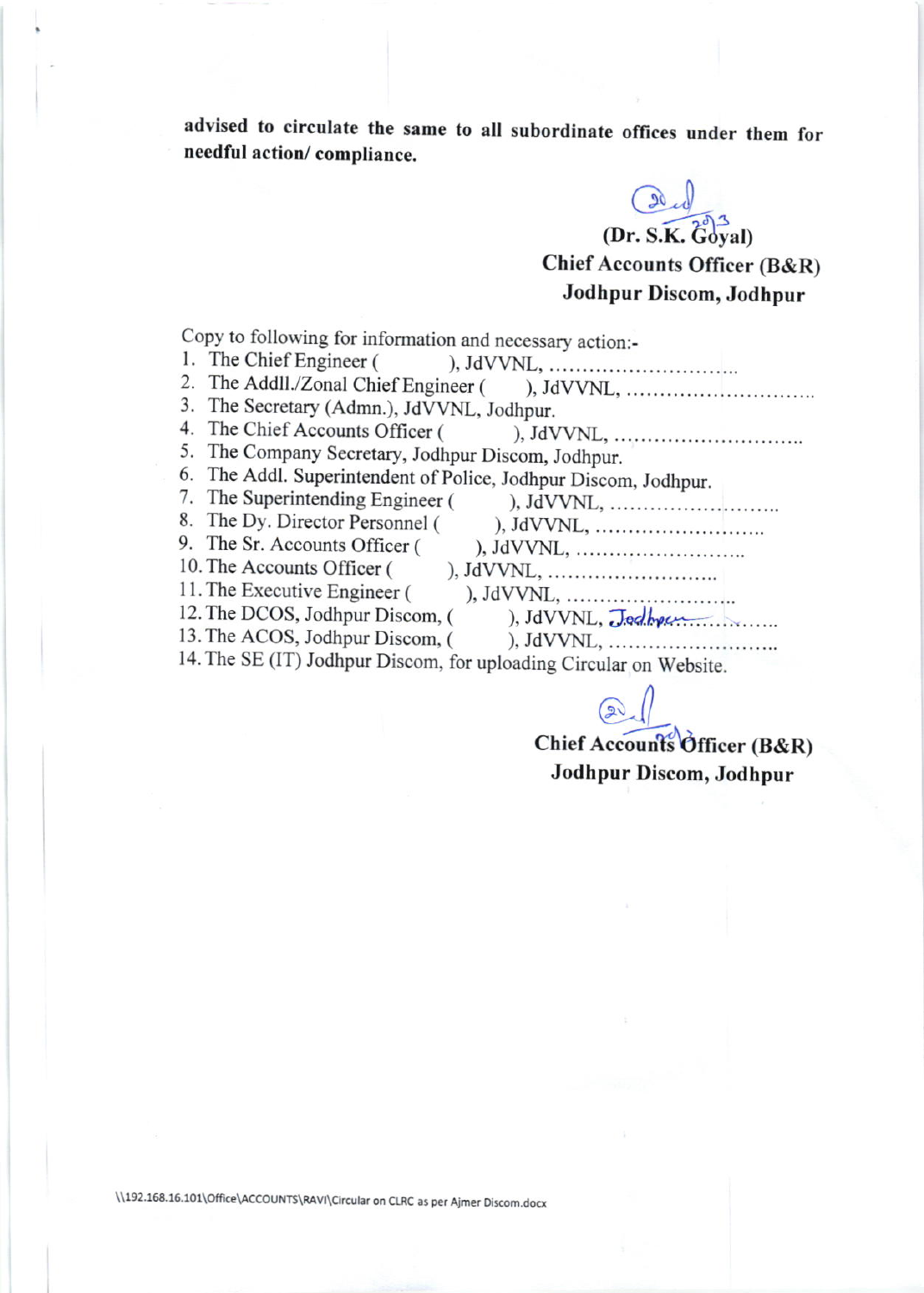**advised to circulate the same to all subordinate offices under them for needful action/ compliance.**

**(Dr. S.K. Goyal)**
**Chief Accounts Officer (B&R)**
**Jodhpur Discom, Jodhpur**

Copy to following for information and necessary action:-

1. The Chief Engineer (            ), JdVVNL, ..............................
2. The Addl./Zonal Chief Engineer (      ), JdVVNL, ..............................
3. The Secretary (Admn.), JdVVNL, Jodhpur.
4. The Chief Accounts Officer (            ), JdVVNL, ..............................
5. The Company Secretary, Jodhpur Discom, Jodhpur.
6. The Addl. Superintendent of Police, Jodhpur Discom, Jodhpur.
7. The Superintending Engineer (          ), JdVVNL, ..........................
8. The Dy. Director Personnel (          ), JdVVNL, ..........................
9. The Sr. Accounts Officer (          ), JdVVNL, ..........................
10. The Accounts Officer (          ), JdVVNL, ..........................
11. The Executive Engineer (          ), JdVVNL, ..........................
12. The DCOS, Jodhpur Discom, (          ), JdVVNL, Jodhpur..........
13. The ACOS, Jodhpur Discom, (          ), JdVVNL, ..........................
14. The SE (IT) Jodhpur Discom, for uploading Circular on Website.

**Chief Accounts Officer (B&R)**
**Jodhpur Discom, Jodhpur**

\\192.168.16.101\Office\ACCOUNTS\RAVI\Circular on CLRC as per Ajmer Discom.docx